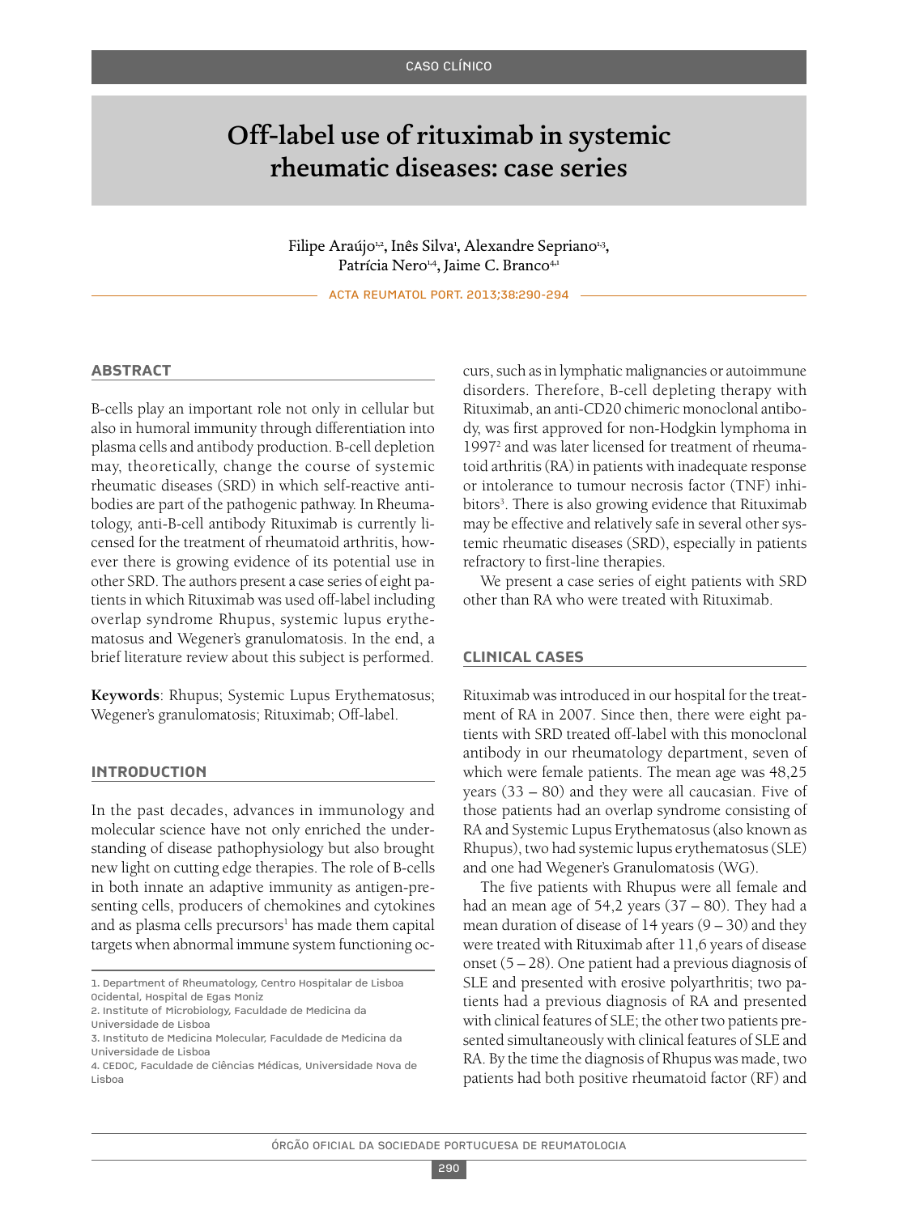CASO CLÍNICO

# Off-label use of rituximab in systemic rheumatic diseases: case series

Filipe Araújo[1,2], Inês Silva[1], Alexandre Sepriano[1,3], Patrícia Nero[1,4], Jaime C. Branco[4,1]

ACTA REUMATOL PORT. 2013;38:290-294

## ABSTRACT

B-cells play an important role not only in cellular but also in humoral immunity through differentiation into plasma cells and antibody production. B-cell depletion may, theoretically, change the course of systemic rheumatic diseases (SRD) in which self-reactive antibodies are part of the pathogenic pathway. In Rheumatology, anti-B-cell antibody Rituximab is currently licensed for the treatment of rheumatoid arthritis, however there is growing evidence of its potential use in other SRD. The authors present a case series of eight patients in which Rituximab was used off-label including overlap syndrome Rhupus, systemic lupus erythematosus and Wegener's granulomatosis. In the end, a brief literature review about this subject is performed.

**Keywords**: Rhupus; Systemic Lupus Erythematosus; Wegener's granulomatosis; Rituximab; Off-label.

## INTRODUCTION

In the past decades, advances in immunology and molecular science have not only enriched the understanding of disease pathophysiology but also brought new light on cutting edge therapies. The role of B-cells in both innate an adaptive immunity as antigen-presenting cells, producers of chemokines and cytokines and as plasma cells precursors[1] has made them capital targets when abnormal immune system functioning occurs, such as in lymphatic malignancies or autoimmune disorders. Therefore, B-cell depleting therapy with Rituximab, an anti-CD20 chimeric monoclonal antibody, was first approved for non-Hodgkin lymphoma in 1997[2] and was later licensed for treatment of rheumatoid arthritis (RA) in patients with inadequate response or intolerance to tumour necrosis factor (TNF) inhibitors[3]. There is also growing evidence that Rituximab may be effective and relatively safe in several other systemic rheumatic diseases (SRD), especially in patients refractory to first-line therapies.

We present a case series of eight patients with SRD other than RA who were treated with Rituximab.

## CLINICAL CASES

Rituximab was introduced in our hospital for the treatment of RA in 2007. Since then, there were eight patients with SRD treated off-label with this monoclonal antibody in our rheumatology department, seven of which were female patients. The mean age was 48,25 years (33 – 80) and they were all caucasian. Five of those patients had an overlap syndrome consisting of RA and Systemic Lupus Erythematosus (also known as Rhupus), two had systemic lupus erythematosus (SLE) and one had Wegener's Granulomatosis (WG).

The five patients with Rhupus were all female and had an mean age of 54,2 years (37 – 80). They had a mean duration of disease of 14 years (9 – 30) and they were treated with Rituximab after 11,6 years of disease onset (5 – 28). One patient had a previous diagnosis of SLE and presented with erosive polyarthritis; two patients had a previous diagnosis of RA and presented with clinical features of SLE; the other two patients presented simultaneously with clinical features of SLE and RA. By the time the diagnosis of Rhupus was made, two patients had both positive rheumatoid factor (RF) and

1. Department of Rheumatology, Centro Hospitalar de Lisboa Ocidental, Hospital de Egas Moniz
2. Institute of Microbiology, Faculdade de Medicina da Universidade de Lisboa
3. Instituto de Medicina Molecular, Faculdade de Medicina da Universidade de Lisboa
4. CEDOC, Faculdade de Ciências Médicas, Universidade Nova de Lisboa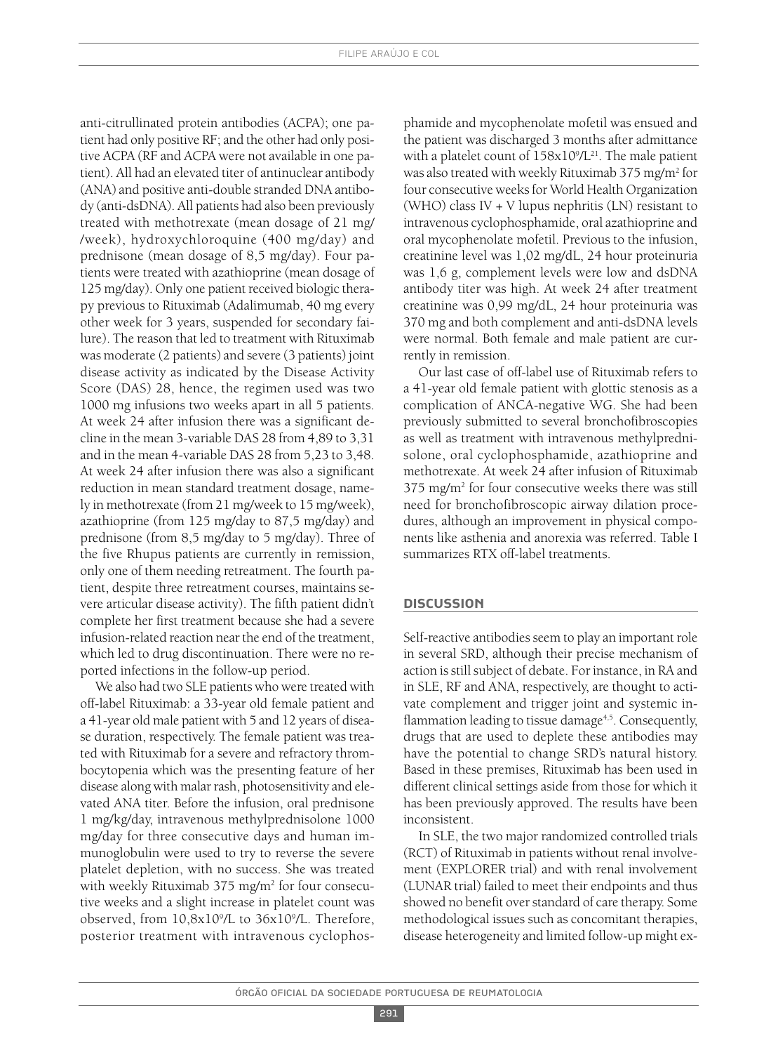anti-citrullinated protein antibodies (ACPA); one patient had only positive RF; and the other had only positive ACPA (RF and ACPA were not available in one patient). All had an elevated titer of antinuclear antibody (ANA) and positive anti-double stranded DNA antibody (anti-dsDNA). All patients had also been previously treated with methotrexate (mean dosage of 21 mg/ /week), hydroxychloroquine (400 mg/day) and prednisone (mean dosage of 8,5 mg/day). Four patients were treated with azathioprine (mean dosage of 125 mg/day). Only one patient received biologic therapy previous to Rituximab (Adalimumab, 40 mg every other week for 3 years, suspended for secondary failure). The reason that led to treatment with Rituximab was moderate (2 patients) and severe (3 patients) joint disease activity as indicated by the Disease Activity Score (DAS) 28, hence, the regimen used was two 1000 mg infusions two weeks apart in all 5 patients. At week 24 after infusion there was a significant decline in the mean 3-variable DAS 28 from 4,89 to 3,31 and in the mean 4-variable DAS 28 from 5,23 to 3,48. At week 24 after infusion there was also a significant reduction in mean standard treatment dosage, namely in methotrexate (from 21 mg/week to 15 mg/week), azathioprine (from 125 mg/day to 87,5 mg/day) and prednisone (from 8,5 mg/day to 5 mg/day). Three of the five Rhupus patients are currently in remission, only one of them needing retreatment. The fourth patient, despite three retreatment courses, maintains severe articular disease activity). The fifth patient didn't complete her first treatment because she had a severe infusion-related reaction near the end of the treatment, which led to drug discontinuation. There were no reported infections in the follow-up period.

We also had two SLE patients who were treated with off-label Rituximab: a 33-year old female patient and a 41-year old male patient with 5 and 12 years of disease duration, respectively. The female patient was treated with Rituximab for a severe and refractory thrombocytopenia which was the presenting feature of her disease along with malar rash, photosensitivity and elevated ANA titer. Before the infusion, oral prednisone 1 mg/kg/day, intravenous methylprednisolone 1000 mg/day for three consecutive days and human immunoglobulin were used to try to reverse the severe platelet depletion, with no success. She was treated with weekly Rituximab 375 mg/m$^2$ for four consecutive weeks and a slight increase in platelet count was observed, from 10,8x10$^9$/L to 36x10$^9$/L. Therefore, posterior treatment with intravenous cyclophosphamide and mycophenolate mofetil was ensued and the patient was discharged 3 months after admittance with a platelet count of 158x10$^9$/L[21]. The male patient was also treated with weekly Rituximab 375 mg/m$^2$ for four consecutive weeks for World Health Organization (WHO) class IV + V lupus nephritis (LN) resistant to intravenous cyclophosphamide, oral azathioprine and oral mycophenolate mofetil. Previous to the infusion, creatinine level was 1,02 mg/dL, 24 hour proteinuria was 1,6 g, complement levels were low and dsDNA antibody titer was high. At week 24 after treatment creatinine was 0,99 mg/dL, 24 hour proteinuria was 370 mg and both complement and anti-dsDNA levels were normal. Both female and male patient are currently in remission.

Our last case of off-label use of Rituximab refers to a 41-year old female patient with glottic stenosis as a complication of ANCA-negative WG. She had been previously submitted to several bronchofibroscopies as well as treatment with intravenous methylprednisolone, oral cyclophosphamide, azathioprine and methotrexate. At week 24 after infusion of Rituximab 375 mg/m$^2$ for four consecutive weeks there was still need for bronchofibroscopic airway dilation procedures, although an improvement in physical components like asthenia and anorexia was referred. Table I summarizes RTX off-label treatments.

## DISCUSSION

Self-reactive antibodies seem to play an important role in several SRD, although their precise mechanism of action is still subject of debate. For instance, in RA and in SLE, RF and ANA, respectively, are thought to activate complement and trigger joint and systemic inflammation leading to tissue damage[4,5]. Consequently, drugs that are used to deplete these antibodies may have the potential to change SRD's natural history. Based in these premises, Rituximab has been used in different clinical settings aside from those for which it has been previously approved. The results have been inconsistent.

In SLE, the two major randomized controlled trials (RCT) of Rituximab in patients without renal involvement (EXPLORER trial) and with renal involvement (LUNAR trial) failed to meet their endpoints and thus showed no benefit over standard of care therapy. Some methodological issues such as concomitant therapies, disease heterogeneity and limited follow-up might ex-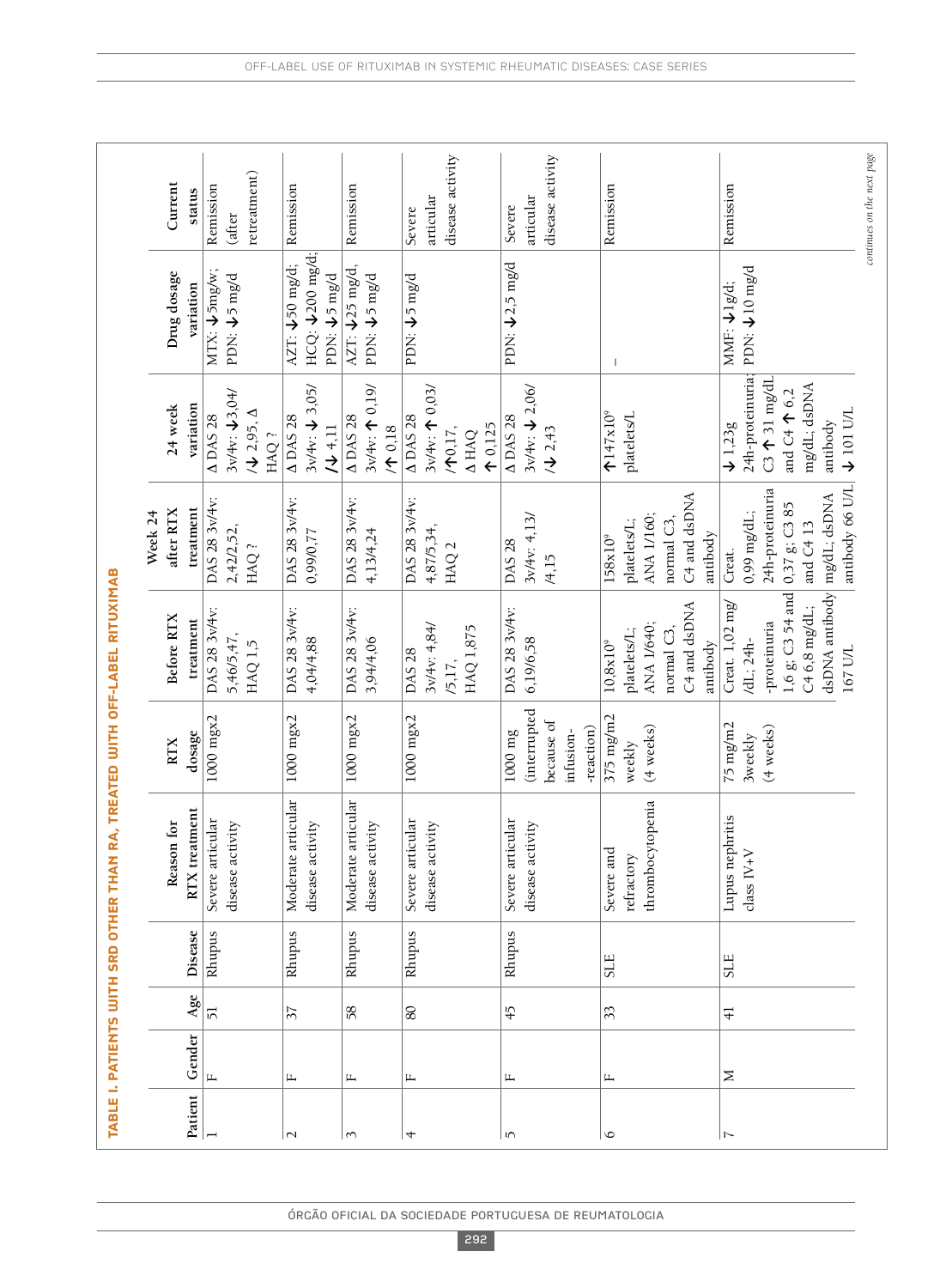**TABLE I. PATIENTS WITH SRD OTHER THAN RA, TREATED WITH OFF-LABEL RITUXIMAB**

| Patient | Gender | Age | Disease | Reason for RTX treatment | RTX dosage | Before RTX treatment | Week 24 after RTX treatment | 24 week variation | Drug dosage variation | Current status |
|---|---|---|---|---|---|---|---|---|---|---|
| 1 | F | 51 | Rhupus | Severe articular disease activity | 1000 mgx2 | DAS 28 3v/4v: 5,46/5,47, HAQ 1,5 | DAS 28 3v/4v: 2,42/2,52, HAQ ? | Δ DAS 28 3v/4v: ↓3,04/ /↓ 2,95, Δ HAQ ? | MTX: ↓5mg/w; PDN: ↓5 mg/d | Remission (after retreatment) |
| 2 | F | 37 | Rhupus | Moderate articular disease activity | 1000 mgx2 | DAS 28 3v/4v: 4,04/4,88 | DAS 28 3v/4v: 0,99/0,77 | Δ DAS 28 3v/4v: ↓ 3,05/ /↓ 4,11 | AZT: ↓50 mg/d; HCQ: ↓200 mg/d; PDN: ↓5 mg/d | Remission |
| 3 | F | 58 | Rhupus | Moderate articular disease activity | 1000 mgx2 | DAS 28 3v/4v: 3,94/4,06 | DAS 28 3v/4v: 4,13/4,24 | Δ DAS 28 3v/4v: ↑ 0,19/ /↑ 0,18 | AZT: ↓25 mg/d, PDN: ↓5 mg/d | Remission |
| 4 | F | 80 | Rhupus | Severe articular disease activity | 1000 mgx2 | DAS 28 3v/4v: 4,84/ /5,17, HAQ 1,875 | DAS 28 3v/4v: 4,87/5,34, HAQ 2 | Δ DAS 28 3v/4v: ↑ 0,03/ /↑0,17, Δ HAQ ↑ 0,125 | PDN: ↓5 mg/d | Severe articular disease activity |
| 5 | F | 45 | Rhupus | Severe articular disease activity | 1000 mg (interrupted because of infusion-reaction) | DAS 28 3v/4v: 6,19/6,58 | DAS 28 3v/4v: 4,13/ /4,15 | Δ DAS 28 3v/4v: ↓ 2,06/ /↓ 2,43 | PDN: ↓2,5 mg/d | Severe articular disease activity |
| 6 | F | 33 | SLE | Severe and refractory thrombocytopenia | 375 mg/m2 weekly (4 weeks) | $10,8 \times 10^9$ platelets/L; ANA 1/640; normal C3, C4 and dsDNA antibody | $158 \times 10^9$ platelets/L; ANA 1/160; normal C3, C4 and dsDNA antibody | ↑$147 \times 10^9$ platelets/L | – | Remission |
| 7 | M | 41 | SLE | Lupus nephritis class IV+V | 75 mg/m2 3weekly (4 weeks) | Creat. 1,02 mg/ /dL; 24h-proteinuria 1,6 g; C3 54 and C4 6,8 mg/dL; dsDNA antibody 167 U/L | Creat. 0,99 mg/dL; 24h-proteinuria 0,37 g; C3 85 and C4 13 mg/dL; dsDNA antibody 66 U/L | ↓ 1,23g 24h-proteinuria; C3 ↑ 31 mg/dL and C4 ↑ 6,2 mg/dL; dsDNA antibody ↓ 101 U/L | MMF: ↓1g/d; PDN: ↓10 mg/d | Remission |

*continues on the next page*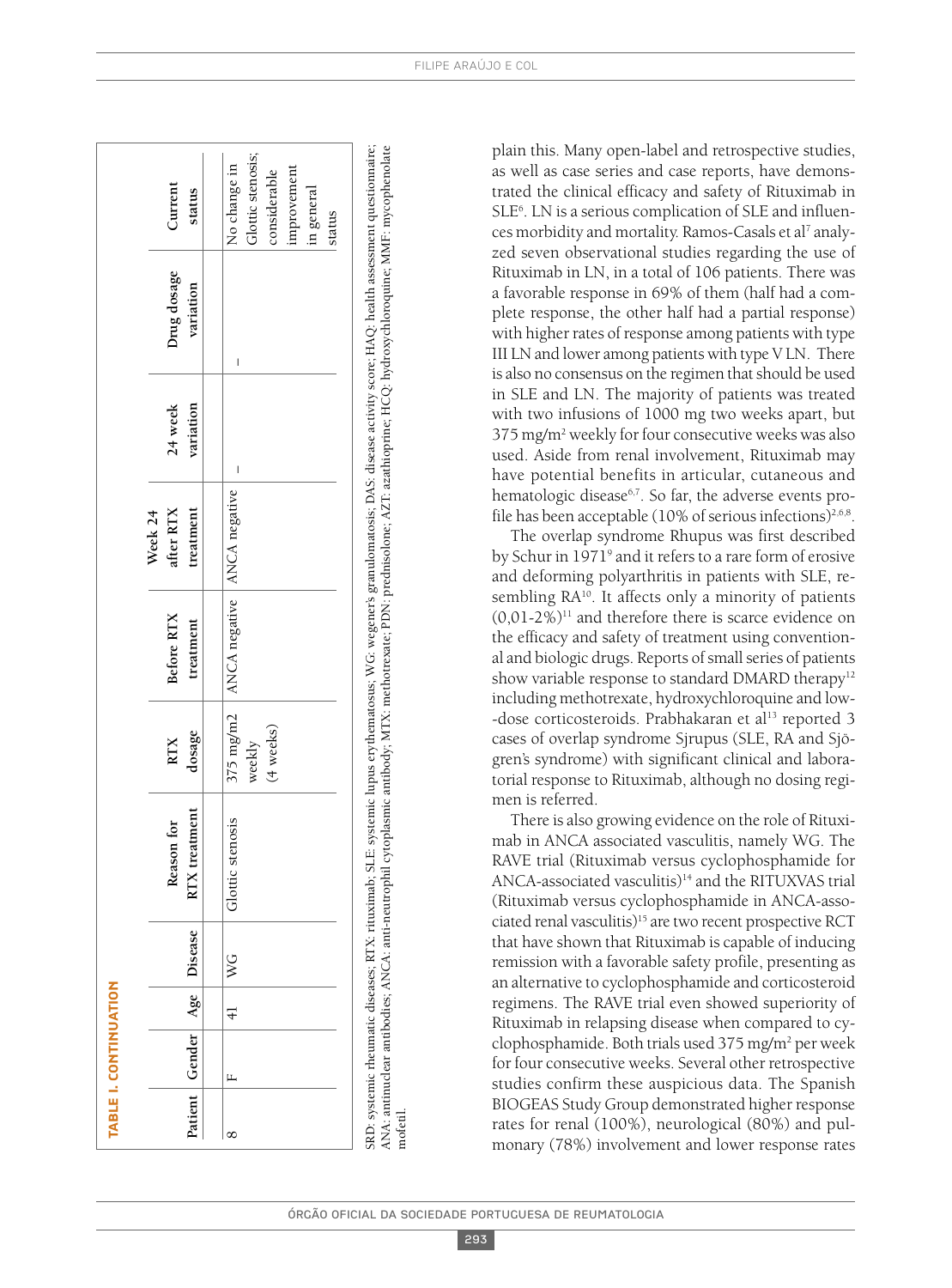**TABLE I. CONTINUATION**

| Patient | Gender | Age | Disease | Reason for RTX treatment | RTX dosage | Before RTX treatment | Week 24 after RTX treatment | 24 week variation | Drug dosage variation | Current status |
|---|---|---|---|---|---|---|---|---|---|---|
| 8 | F | 41 | WG | Glottic stenosis | 375 mg/m2 weekly (4 weeks) | ANCA negative | ANCA negative | – | – | No change in Glottic stenosis; considerable improvement in general status |

SRD: systemic rheumatic diseases; RTX: rituximab; SLE: systemic lupus erythematosus; WG: wegener's granulomatosis; DAS: disease activity score; HAQ: health assessment questionnaire; ANA: antinuclear antibodies; ANCA: anti-neutrophil cytoplasmic antibody; MTX: methotrexate; PDN: prednisolone; AZT: azathioprine; HCQ: hydroxychloroquine; MMF: mycophenolate mofetil.

plain this. Many open-label and retrospective studies, as well as case series and case reports, have demonstrated the clinical efficacy and safety of Rituximab in SLE[6]. LN is a serious complication of SLE and influences morbidity and mortality. Ramos-Casals et al[7] analyzed seven observational studies regarding the use of Rituximab in LN, in a total of 106 patients. There was a favorable response in 69% of them (half had a complete response, the other half had a partial response) with higher rates of response among patients with type III LN and lower among patients with type V LN. There is also no consensus on the regimen that should be used in SLE and LN. The majority of patients was treated with two infusions of 1000 mg two weeks apart, but 375 mg/m$^2$ weekly for four consecutive weeks was also used. Aside from renal involvement, Rituximab may have potential benefits in articular, cutaneous and hematologic disease[6,7]. So far, the adverse events profile has been acceptable (10% of serious infections)[2,6,8].

The overlap syndrome Rhupus was first described by Schur in 1971[9] and it refers to a rare form of erosive and deforming polyarthritis in patients with SLE, resembling RA[10]. It affects only a minority of patients (0,01-2%)[11] and therefore there is scarce evidence on the efficacy and safety of treatment using conventional and biologic drugs. Reports of small series of patients show variable response to standard DMARD therapy[12] including methotrexate, hydroxychloroquine and low-dose corticosteroids. Prabhakaran et al[13] reported 3 cases of overlap syndrome Sjrupus (SLE, RA and Sjögren's syndrome) with significant clinical and laboratorial response to Rituximab, although no dosing regimen is referred.

There is also growing evidence on the role of Rituximab in ANCA associated vasculitis, namely WG. The RAVE trial (Rituximab versus cyclophosphamide for ANCA-associated vasculitis)[14] and the RITUXVAS trial (Rituximab versus cyclophosphamide in ANCA-associated renal vasculitis)[15] are two recent prospective RCT that have shown that Rituximab is capable of inducing remission with a favorable safety profile, presenting as an alternative to cyclophosphamide and corticosteroid regimens. The RAVE trial even showed superiority of Rituximab in relapsing disease when compared to cyclophosphamide. Both trials used 375 mg/m$^2$ per week for four consecutive weeks. Several other retrospective studies confirm these auspicious data. The Spanish BIOGEAS Study Group demonstrated higher response rates for renal (100%), neurological (80%) and pulmonary (78%) involvement and lower response rates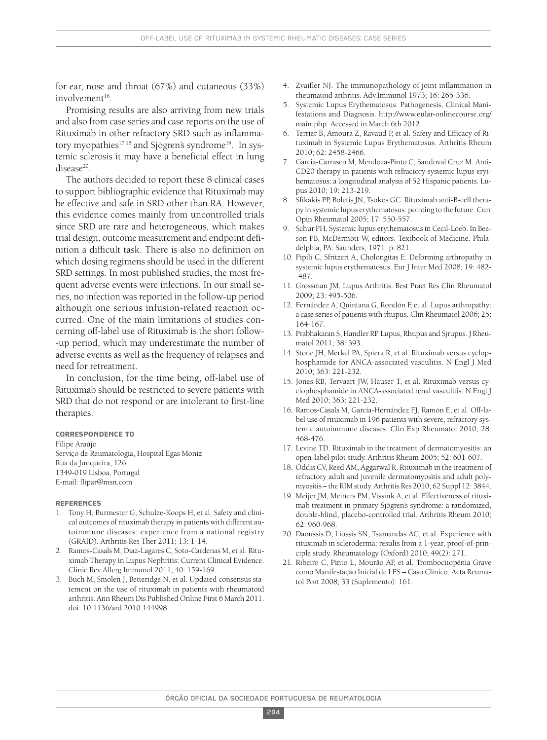for ear, nose and throat (67%) and cutaneous (33%) involvement[16].

Promising results are also arriving from new trials and also from case series and case reports on the use of Rituximab in other refractory SRD such as inflammatory myopathies[17,18] and Sjögren's syndrome[19]. In systemic sclerosis it may have a beneficial effect in lung disease[20].

The authors decided to report these 8 clinical cases to support bibliographic evidence that Rituximab may be effective and safe in SRD other than RA. However, this evidence comes mainly from uncontrolled trials since SRD are rare and heterogeneous, which makes trial design, outcome measurement and endpoint definition a difficult task. There is also no definition on which dosing regimens should be used in the different SRD settings. In most published studies, the most frequent adverse events were infections. In our small series, no infection was reported in the follow-up period although one serious infusion-related reaction occurred. One of the main limitations of studies concerning off-label use of Rituximab is the short follow-up period, which may underestimate the number of adverse events as well as the frequency of relapses and need for retreatment.

In conclusion, for the time being, off-label use of Rituximab should be restricted to severe patients with SRD that do not respond or are intolerant to first-line therapies.

#### CORRESPONDENCE TO

Filipe Araújo
Serviço de Reumatologia, Hospital Egas Moniz
Rua da Junqueira, 126
1349-019 Lisboa, Portugal
E-mail: flipar@msn.com

#### REFERENCES

1. Tony H, Burmester G, Schulze-Koops H, et al. Safety and clinical outcomes of rituximab therapy in patients with different autoimmune diseases: experience from a national registry (GRAID). Arthritis Res Ther 2011; 13: 1-14.
2. Ramos-Casals M, Diaz-Lagares C, Soto-Cardenas M, et al. Rituximab Therapy in Lupus Nephritis: Current Clinical Evidence. Clinic Rev Allerg Immunol 2011; 40: 159-169.
3. Buch M, Smolen J, Betteridge N, et al. Updated consensus statement on the use of rituximab in patients with rheumatoid arthritis. Ann Rheum Dis Published Online First 6 March 2011. doi: 10.1136/ard.2010.144998.
4. Zvaifler NJ. The immunopathology of joint inflammation in rheumatoid arthritis. Adv.Immunol 1973; 16: 265-336.
5. Systemic Lupus Erythematosus: Pathogenesis, Clinical Manifestations and Diagnosis. http://www.eular-onlinecourse.org/main.php. Accessed in March 6th 2012.
6. Terrier B, Amoura Z, Ravaud P, et al. Safety and Efficacy of Rituximab in Systemic Lupus Erythematosus. Arthritis Rheum 2010; 62: 2458-2466.
7. Garcia-Carrasco M, Mendoza-Pinto C, Sandoval Cruz M. Anti-CD20 therapy in patients with refractory systemic lupus erythematosus: a longitudinal analysis of 52 Hispanic patients. Lupus 2010; 19: 213-219.
8. Sfikakis PP, Boletis JN, Tsokos GC. Rituximab anti-B-cell therapy in systemic lupus erythematosus: pointing to the future. Curr Opin Rheumatol 2005; 17: 550-557.
9. Schur PH. Systemic lupus erythematosus in Cecil-Loeb. In Beeson PB, McDermott W, editors. Textbook of Medicine. Philadelphia, PA: Saunders; 1971. p. 821.
10. Pipili C, Sfritzeri A, Cholongitas E. Deforming arthropathy in systemic lupus erythematosus. Eur J Inter Med 2008; 19: 482--487.
11. Grossman JM. Lupus Arthritis. Best Pract Res Clin Rheumatol 2009; 23: 495-506.
12. Fernández A, Quintana G, Rondón F, et al. Lupus arthropathy: a case series of patients with rhupus. Clin Rheumatol 2006; 25: 164-167.
13. Prabhakaran S, Handler RP. Lupus, Rhupus and Sjrupus. J Rheumatol 2011; 38: 393.
14. Stone JH, Merkel PA, Spiera R, et al. Rituximab versus cyclophosphamide for ANCA-associated vasculitis. N Engl J Med 2010; 363: 221-232.
15. Jones RB, Tervaert JW, Hauser T, et al. Rituximab versus cyclophosphamide in ANCA-associated renal vasculitis. N Engl J Med 2010; 363: 221-232.
16. Ramos-Casals M, García-Hernández FJ, Ramón E, et al. Off-label use of rituximab in 196 patients with severe, refractory systemic autoimmune diseases. Clin Exp Rheumatol 2010; 28: 468-476.
17. Levine TD. Rituximab in the treatment of dermatomyositis: an open-label pilot study. Arthritis Rheum 2005; 52: 601-607.
18. Oddis CV, Reed AM, Aggarwal R. Rituximab in the treatment of refractory adult and juvenile dermatomyositis and adult polymyositis – the RIM study. Arthritis Res 2010; 62 Suppl 12: 3844.
19. Meijer JM, Meiners PM, Vissink A, et al. Effectiveness of rituximab treatment in primary Sjögren's syndrome: a randomized, double-blind, placebo-controlled trial. Arthritis Rheum 2010; 62: 960-968.
20. Daoussis D, Liossis SN, Tsamandas AC, et al. Experience with rituximab in scleroderma: results from a 1-year, proof-of-principle study. Rheumatology (Oxford) 2010; 49(2): 271.
21. Ribeiro C, Pinto L, Mourão AF, et al. Trombocitopénia Grave como Manifestação Inicial de LES – Caso Clínico. Acta Reumatol Port 2008; 33 (Suplemento): 161.